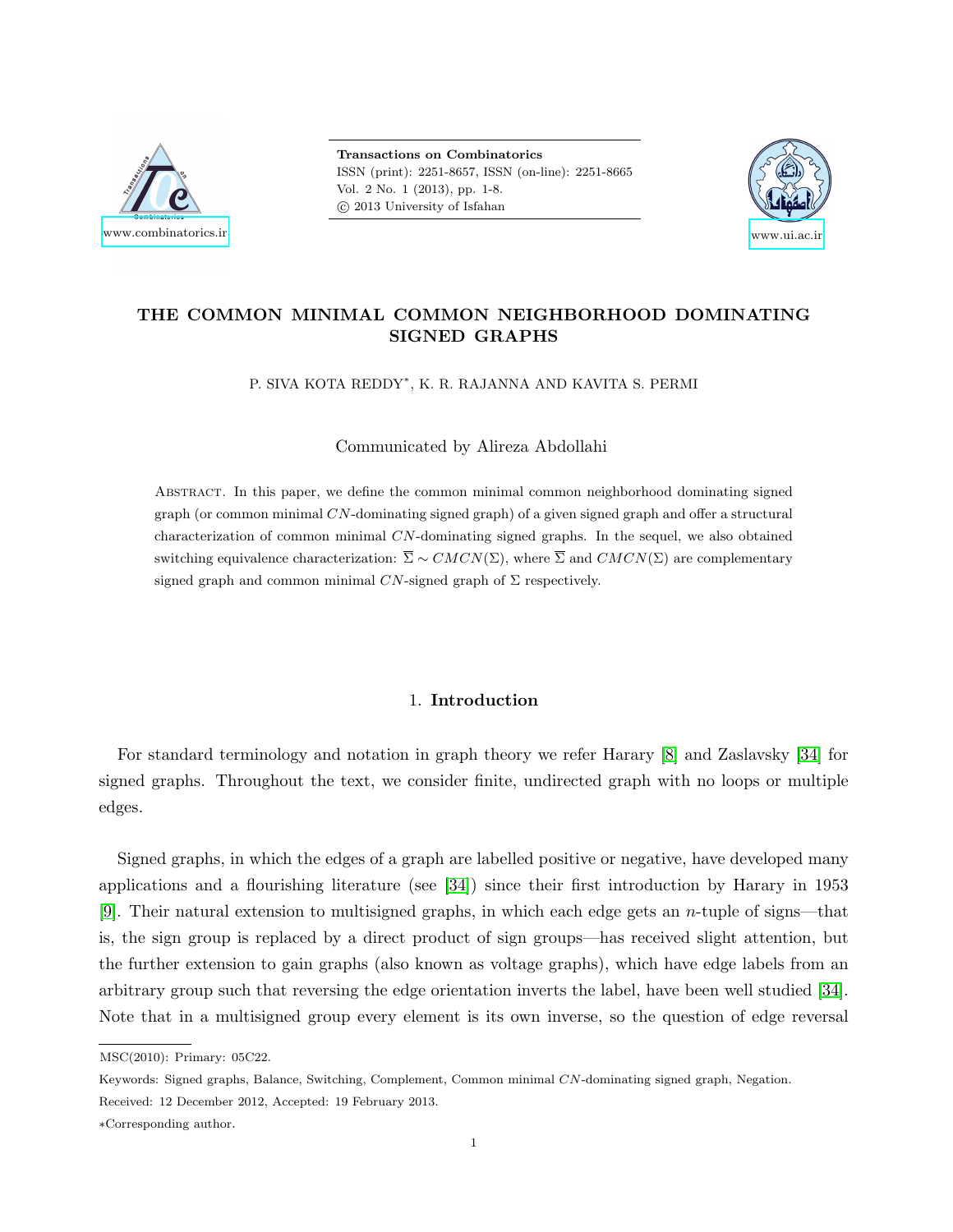# THE COMMON MINIMAL COMMON NEIGHBORHOOD DOMINATING SIGNED GRAPHS

P. SIVA KOTA REDDY*, K. R. RAJANNA AND KAVITA S. PERMI

Communicated by Alireza Abdollahi

Abstract. In this paper, we define the common minimal common neighborhood dominating signed graph (or common minimal $CN$-dominating signed graph) of a given signed graph and offer a structural characterization of common minimal $CN$-dominating signed graphs. In the sequel, we also obtained switching equivalence characterization: $\overline{\Sigma} \sim CMCN(\Sigma)$, where $\overline{\Sigma}$ and $CMCN(\Sigma)$ are complementary signed graph and common minimal $CN$-signed graph of $\Sigma$ respectively.

## 1. Introduction

For standard terminology and notation in graph theory we refer Harary [8] and Zaslavsky [34] for signed graphs. Throughout the text, we consider finite, undirected graph with no loops or multiple edges.

Signed graphs, in which the edges of a graph are labelled positive or negative, have developed many applications and a flourishing literature (see [34]) since their first introduction by Harary in 1953 [9]. Their natural extension to multisigned graphs, in which each edge gets an $n$-tuple of signs—that is, the sign group is replaced by a direct product of sign groups—has received slight attention, but the further extension to gain graphs (also known as voltage graphs), which have edge labels from an arbitrary group such that reversing the edge orientation inverts the label, have been well studied [34]. Note that in a multisigned group every element is its own inverse, so the question of edge reversal

MSC(2010): Primary: 05C22.

Keywords: Signed graphs, Balance, Switching, Complement, Common minimal $CN$-dominating signed graph, Negation.

Received: 12 December 2012, Accepted: 19 February 2013.

*Corresponding author.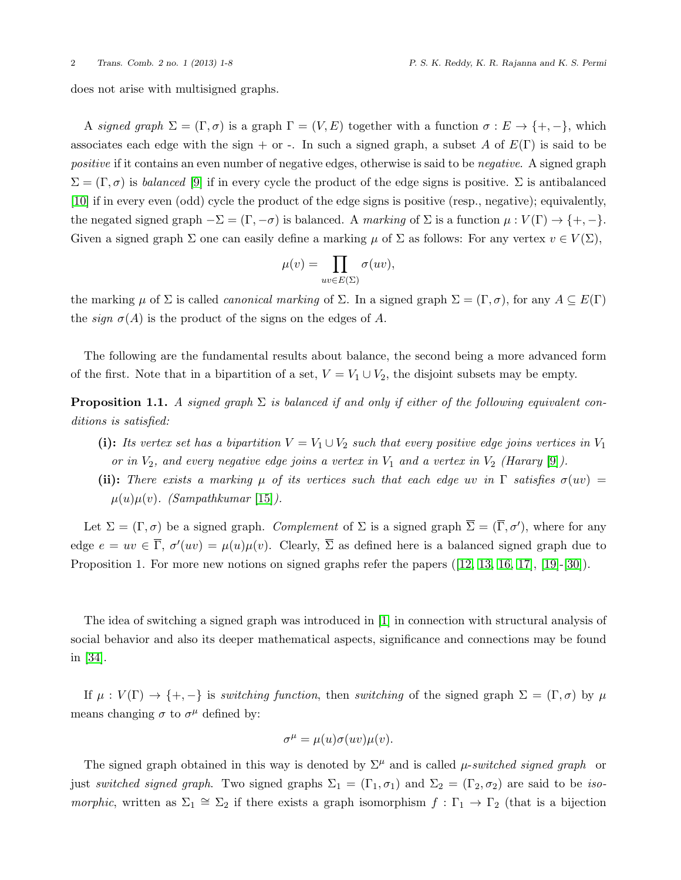does not arise with multisigned graphs.

A *signed graph* $\Sigma = (\Gamma, \sigma)$ is a graph $\Gamma = (V, E)$ together with a function $\sigma : E \rightarrow \{+, -\}$, which associates each edge with the sign + or -. In such a signed graph, a subset $A$ of $E(\Gamma)$ is said to be *positive* if it contains an even number of negative edges, otherwise is said to be *negative*. A signed graph $\Sigma = (\Gamma, \sigma)$ is *balanced* [9] if in every cycle the product of the edge signs is positive. $\Sigma$ is antibalanced [10] if in every even (odd) cycle the product of the edge signs is positive (resp., negative); equivalently, the negated signed graph $-\Sigma = (\Gamma, -\sigma)$ is balanced. A *marking* of $\Sigma$ is a function $\mu : V(\Gamma) \rightarrow \{+, -\}$. Given a signed graph $\Sigma$ one can easily define a marking $\mu$ of $\Sigma$ as follows: For any vertex $v \in V(\Sigma)$,

$$\mu(v) = \prod_{uv \in E(\Sigma)} \sigma(uv),$$

the marking $\mu$ of $\Sigma$ is called *canonical marking* of $\Sigma$. In a signed graph $\Sigma = (\Gamma, \sigma)$, for any $A \subseteq E(\Gamma)$ the *sign* $\sigma(A)$ is the product of the signs on the edges of $A$.

The following are the fundamental results about balance, the second being a more advanced form of the first. Note that in a bipartition of a set, $V = V_1 \cup V_2$, the disjoint subsets may be empty.

**Proposition 1.1.** *A signed graph $\Sigma$ is balanced if and only if either of the following equivalent conditions is satisfied:*

- **(i):** *Its vertex set has a bipartition $V = V_1 \cup V_2$ such that every positive edge joins vertices in $V_1$ or in $V_2$, and every negative edge joins a vertex in $V_1$ and a vertex in $V_2$ (Harary [9]).*
- **(ii):** *There exists a marking $\mu$ of its vertices such that each edge $uv$ in $\Gamma$ satisfies $\sigma(uv) = \mu(u)\mu(v)$. (Sampathkumar [15]).*

Let $\Sigma = (\Gamma, \sigma)$ be a signed graph. *Complement* of $\Sigma$ is a signed graph $\overline{\Sigma} = (\overline{\Gamma}, \sigma')$, where for any edge $e = uv \in \overline{\Gamma}$, $\sigma'(uv) = \mu(u)\mu(v)$. Clearly, $\overline{\Sigma}$ as defined here is a balanced signed graph due to Proposition 1. For more new notions on signed graphs refer the papers ([12, 13, 16, 17], [19]-[30]).

The idea of switching a signed graph was introduced in [1] in connection with structural analysis of social behavior and also its deeper mathematical aspects, significance and connections may be found in [34].

If $\mu : V(\Gamma) \rightarrow \{+, -\}$ is *switching function*, then *switching* of the signed graph $\Sigma = (\Gamma, \sigma)$ by $\mu$ means changing $\sigma$ to $\sigma^\mu$ defined by:

$$\sigma^\mu = \mu(u)\sigma(uv)\mu(v).$$

The signed graph obtained in this way is denoted by $\Sigma^\mu$ and is called *$\mu$-switched signed graph* or just *switched signed graph*. Two signed graphs $\Sigma_1 = (\Gamma_1, \sigma_1)$ and $\Sigma_2 = (\Gamma_2, \sigma_2)$ are said to be *isomorphic*, written as $\Sigma_1 \cong \Sigma_2$ if there exists a graph isomorphism $f : \Gamma_1 \rightarrow \Gamma_2$ (that is a bijection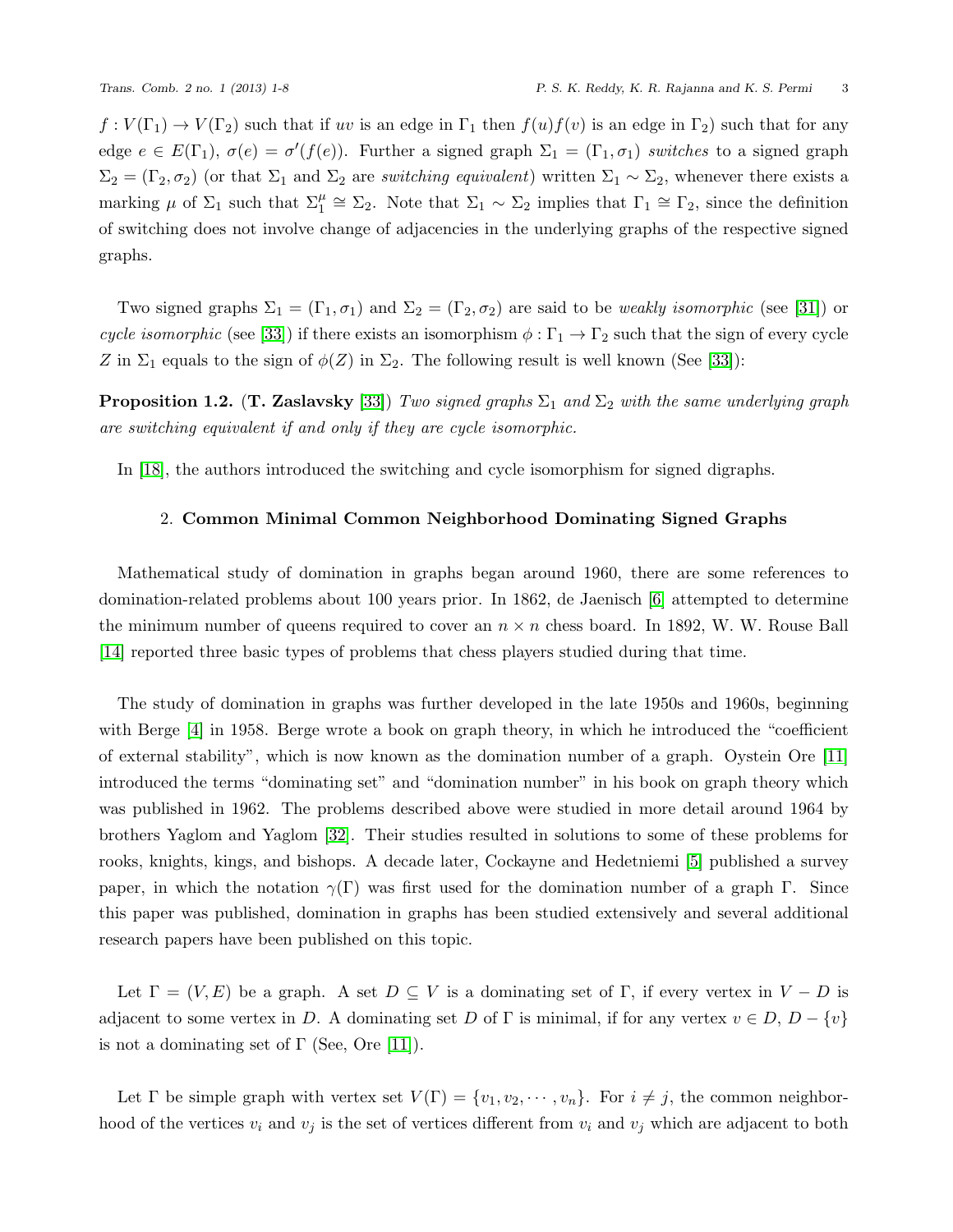$f : V(\Gamma_1) \to V(\Gamma_2)$ such that if $uv$ is an edge in $\Gamma_1$ then $f(u)f(v)$ is an edge in $\Gamma_2$) such that for any edge $e \in E(\Gamma_1)$, $\sigma(e) = \sigma'(f(e))$. Further a signed graph $\Sigma_1 = (\Gamma_1, \sigma_1)$ *switches* to a signed graph $\Sigma_2 = (\Gamma_2, \sigma_2)$ (or that $\Sigma_1$ and $\Sigma_2$ are *switching equivalent*) written $\Sigma_1 \sim \Sigma_2$, whenever there exists a marking $\mu$ of $\Sigma_1$ such that $\Sigma_1^\mu \cong \Sigma_2$. Note that $\Sigma_1 \sim \Sigma_2$ implies that $\Gamma_1 \cong \Gamma_2$, since the definition of switching does not involve change of adjacencies in the underlying graphs of the respective signed graphs.

Two signed graphs $\Sigma_1 = (\Gamma_1, \sigma_1)$ and $\Sigma_2 = (\Gamma_2, \sigma_2)$ are said to be *weakly isomorphic* (see [31]) or *cycle isomorphic* (see [33]) if there exists an isomorphism $\phi : \Gamma_1 \to \Gamma_2$ such that the sign of every cycle $Z$ in $\Sigma_1$ equals to the sign of $\phi(Z)$ in $\Sigma_2$. The following result is well known (See [33]):

**Proposition 1.2.** (**T. Zaslavsky** [33]) *Two signed graphs $\Sigma_1$ and $\Sigma_2$ with the same underlying graph are switching equivalent if and only if they are cycle isomorphic.*

In [18], the authors introduced the switching and cycle isomorphism for signed digraphs.

## 2. Common Minimal Common Neighborhood Dominating Signed Graphs

Mathematical study of domination in graphs began around 1960, there are some references to domination-related problems about 100 years prior. In 1862, de Jaenisch [6] attempted to determine the minimum number of queens required to cover an $n \times n$ chess board. In 1892, W. W. Rouse Ball [14] reported three basic types of problems that chess players studied during that time.

The study of domination in graphs was further developed in the late 1950s and 1960s, beginning with Berge [4] in 1958. Berge wrote a book on graph theory, in which he introduced the "coefficient of external stability", which is now known as the domination number of a graph. Oystein Ore [11] introduced the terms "dominating set" and "domination number" in his book on graph theory which was published in 1962. The problems described above were studied in more detail around 1964 by brothers Yaglom and Yaglom [32]. Their studies resulted in solutions to some of these problems for rooks, knights, kings, and bishops. A decade later, Cockayne and Hedetniemi [5] published a survey paper, in which the notation $\gamma(\Gamma)$ was first used for the domination number of a graph $\Gamma$. Since this paper was published, domination in graphs has been studied extensively and several additional research papers have been published on this topic.

Let $\Gamma = (V, E)$ be a graph. A set $D \subseteq V$ is a dominating set of $\Gamma$, if every vertex in $V - D$ is adjacent to some vertex in $D$. A dominating set $D$ of $\Gamma$ is minimal, if for any vertex $v \in D$, $D - \{v\}$ is not a dominating set of $\Gamma$ (See, Ore [11]).

Let $\Gamma$ be simple graph with vertex set $V(\Gamma) = \{v_1, v_2, \cdots, v_n\}$. For $i \neq j$, the common neighborhood of the vertices $v_i$ and $v_j$ is the set of vertices different from $v_i$ and $v_j$ which are adjacent to both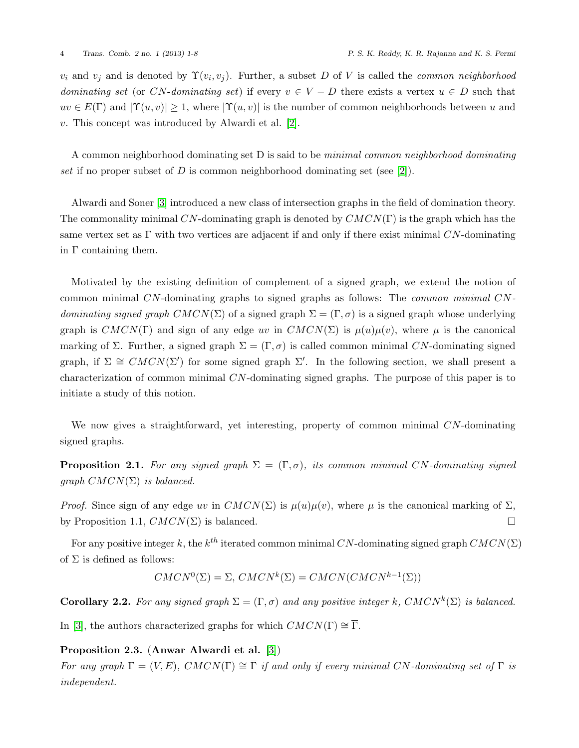$v_i$ and $v_j$ and is denoted by $\Upsilon(v_i, v_j)$. Further, a subset $D$ of $V$ is called the *common neighborhood dominating set* (or *CN-dominating set*) if every $v \in V - D$ there exists a vertex $u \in D$ such that $uv \in E(\Gamma)$ and $|\Upsilon(u, v)| \geq 1$, where $|\Upsilon(u, v)|$ is the number of common neighborhoods between $u$ and $v$. This concept was introduced by Alwardi et al. [2].

A common neighborhood dominating set D is said to be *minimal common neighborhood dominating set* if no proper subset of $D$ is common neighborhood dominating set (see [2]).

Alwardi and Soner [3] introduced a new class of intersection graphs in the field of domination theory. The commonality minimal $CN$-dominating graph is denoted by $CMCN(\Gamma)$ is the graph which has the same vertex set as $\Gamma$ with two vertices are adjacent if and only if there exist minimal $CN$-dominating in $\Gamma$ containing them.

Motivated by the existing definition of complement of a signed graph, we extend the notion of common minimal $CN$-dominating graphs to signed graphs as follows: The *common minimal CN-dominating signed graph* $CMCN(\Sigma)$ of a signed graph $\Sigma = (\Gamma, \sigma)$ is a signed graph whose underlying graph is $CMCN(\Gamma)$ and sign of any edge $uv$ in $CMCN(\Sigma)$ is $\mu(u)\mu(v)$, where $\mu$ is the canonical marking of $\Sigma$. Further, a signed graph $\Sigma = (\Gamma, \sigma)$ is called common minimal $CN$-dominating signed graph, if $\Sigma \cong CMCN(\Sigma')$ for some signed graph $\Sigma'$. In the following section, we shall present a characterization of common minimal $CN$-dominating signed graphs. The purpose of this paper is to initiate a study of this notion.

We now gives a straightforward, yet interesting, property of common minimal $CN$-dominating signed graphs.

**Proposition 2.1.** *For any signed graph $\Sigma = (\Gamma, \sigma)$, its common minimal CN-dominating signed graph $CMCN(\Sigma)$ is balanced.*

*Proof.* Since sign of any edge $uv$ in $CMCN(\Sigma)$ is $\mu(u)\mu(v)$, where $\mu$ is the canonical marking of $\Sigma$, by Proposition 1.1, $CMCN(\Sigma)$ is balanced. $\square$

For any positive integer $k$, the $k^{th}$ iterated common minimal $CN$-dominating signed graph $CMCN(\Sigma)$ of $\Sigma$ is defined as follows:

$$CMCN^0(\Sigma) = \Sigma,\ CMCN^k(\Sigma) = CMCN(CMCN^{k-1}(\Sigma))$$

**Corollary 2.2.** *For any signed graph $\Sigma = (\Gamma, \sigma)$ and any positive integer $k$, $CMCN^k(\Sigma)$ is balanced.*

In [3], the authors characterized graphs for which $CMCN(\Gamma) \cong \overline{\Gamma}$.

**Proposition 2.3.** (**Anwar Alwardi et al. [3]**)
*For any graph $\Gamma = (V, E)$, $CMCN(\Gamma) \cong \overline{\Gamma}$ if and only if every minimal CN-dominating set of $\Gamma$ is independent.*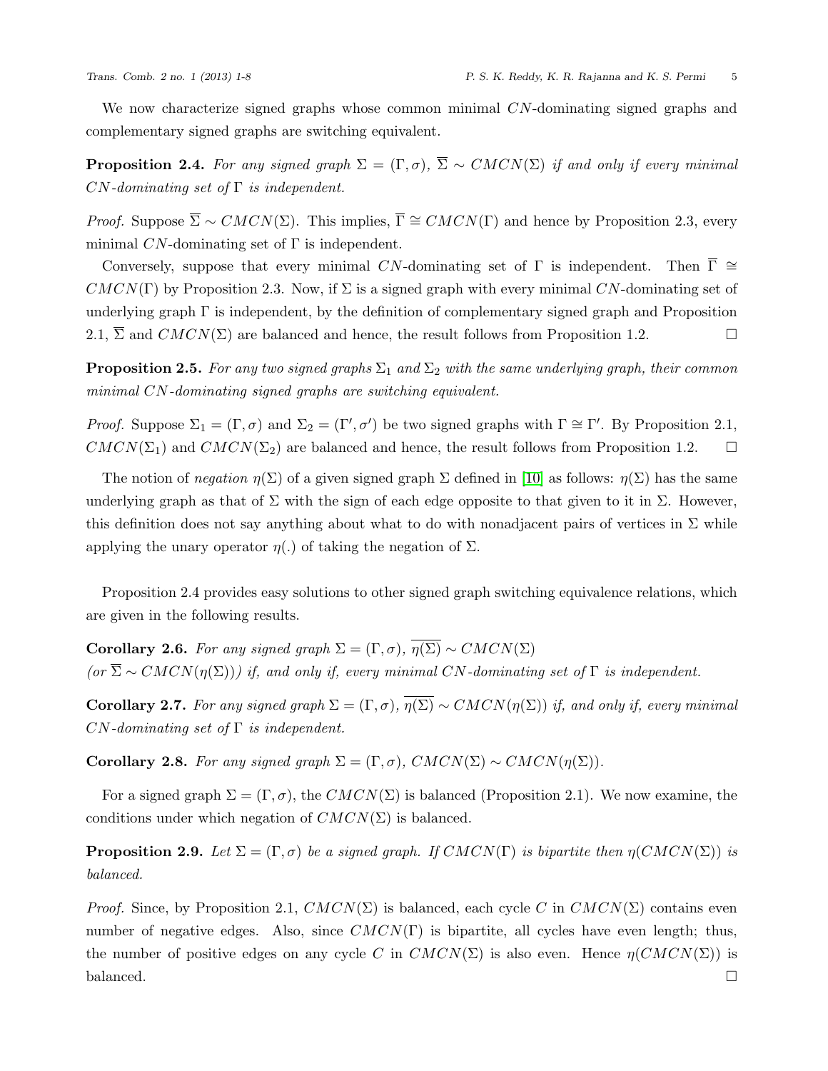We now characterize signed graphs whose common minimal $CN$-dominating signed graphs and complementary signed graphs are switching equivalent.

**Proposition 2.4.** *For any signed graph $\Sigma = (\Gamma, \sigma)$, $\overline{\Sigma} \sim CMCN(\Sigma)$ if and only if every minimal $CN$-dominating set of $\Gamma$ is independent.*

*Proof.* Suppose $\overline{\Sigma} \sim CMCN(\Sigma)$. This implies, $\overline{\Gamma} \cong CMCN(\Gamma)$ and hence by Proposition 2.3, every minimal $CN$-dominating set of $\Gamma$ is independent.

Conversely, suppose that every minimal $CN$-dominating set of $\Gamma$ is independent. Then $\overline{\Gamma} \cong CMCN(\Gamma)$ by Proposition 2.3. Now, if $\Sigma$ is a signed graph with every minimal $CN$-dominating set of underlying graph $\Gamma$ is independent, by the definition of complementary signed graph and Proposition 2.1, $\overline{\Sigma}$ and $CMCN(\Sigma)$ are balanced and hence, the result follows from Proposition 1.2. □

**Proposition 2.5.** *For any two signed graphs $\Sigma_1$ and $\Sigma_2$ with the same underlying graph, their common minimal $CN$-dominating signed graphs are switching equivalent.*

*Proof.* Suppose $\Sigma_1 = (\Gamma, \sigma)$ and $\Sigma_2 = (\Gamma', \sigma')$ be two signed graphs with $\Gamma \cong \Gamma'$. By Proposition 2.1, $CMCN(\Sigma_1)$ and $CMCN(\Sigma_2)$ are balanced and hence, the result follows from Proposition 1.2. □

The notion of *negation* $\eta(\Sigma)$ of a given signed graph $\Sigma$ defined in [10] as follows: $\eta(\Sigma)$ has the same underlying graph as that of $\Sigma$ with the sign of each edge opposite to that given to it in $\Sigma$. However, this definition does not say anything about what to do with nonadjacent pairs of vertices in $\Sigma$ while applying the unary operator $\eta(.)$ of taking the negation of $\Sigma$.

Proposition 2.4 provides easy solutions to other signed graph switching equivalence relations, which are given in the following results.

**Corollary 2.6.** *For any signed graph $\Sigma = (\Gamma, \sigma)$, $\overline{\eta(\Sigma)} \sim CMCN(\Sigma)$ (or $\overline{\Sigma} \sim CMCN(\eta(\Sigma))$) if, and only if, every minimal $CN$-dominating set of $\Gamma$ is independent.*

**Corollary 2.7.** *For any signed graph $\Sigma = (\Gamma, \sigma)$, $\overline{\eta(\Sigma)} \sim CMCN(\eta(\Sigma))$ if, and only if, every minimal $CN$-dominating set of $\Gamma$ is independent.*

**Corollary 2.8.** *For any signed graph $\Sigma = (\Gamma, \sigma)$, $CMCN(\Sigma) \sim CMCN(\eta(\Sigma))$.*

For a signed graph $\Sigma = (\Gamma, \sigma)$, the $CMCN(\Sigma)$ is balanced (Proposition 2.1). We now examine, the conditions under which negation of $CMCN(\Sigma)$ is balanced.

**Proposition 2.9.** *Let $\Sigma = (\Gamma, \sigma)$ be a signed graph. If $CMCN(\Gamma)$ is bipartite then $\eta(CMCN(\Sigma))$ is balanced.*

*Proof.* Since, by Proposition 2.1, $CMCN(\Sigma)$ is balanced, each cycle $C$ in $CMCN(\Sigma)$ contains even number of negative edges. Also, since $CMCN(\Gamma)$ is bipartite, all cycles have even length; thus, the number of positive edges on any cycle $C$ in $CMCN(\Sigma)$ is also even. Hence $\eta(CMCN(\Sigma))$ is balanced. □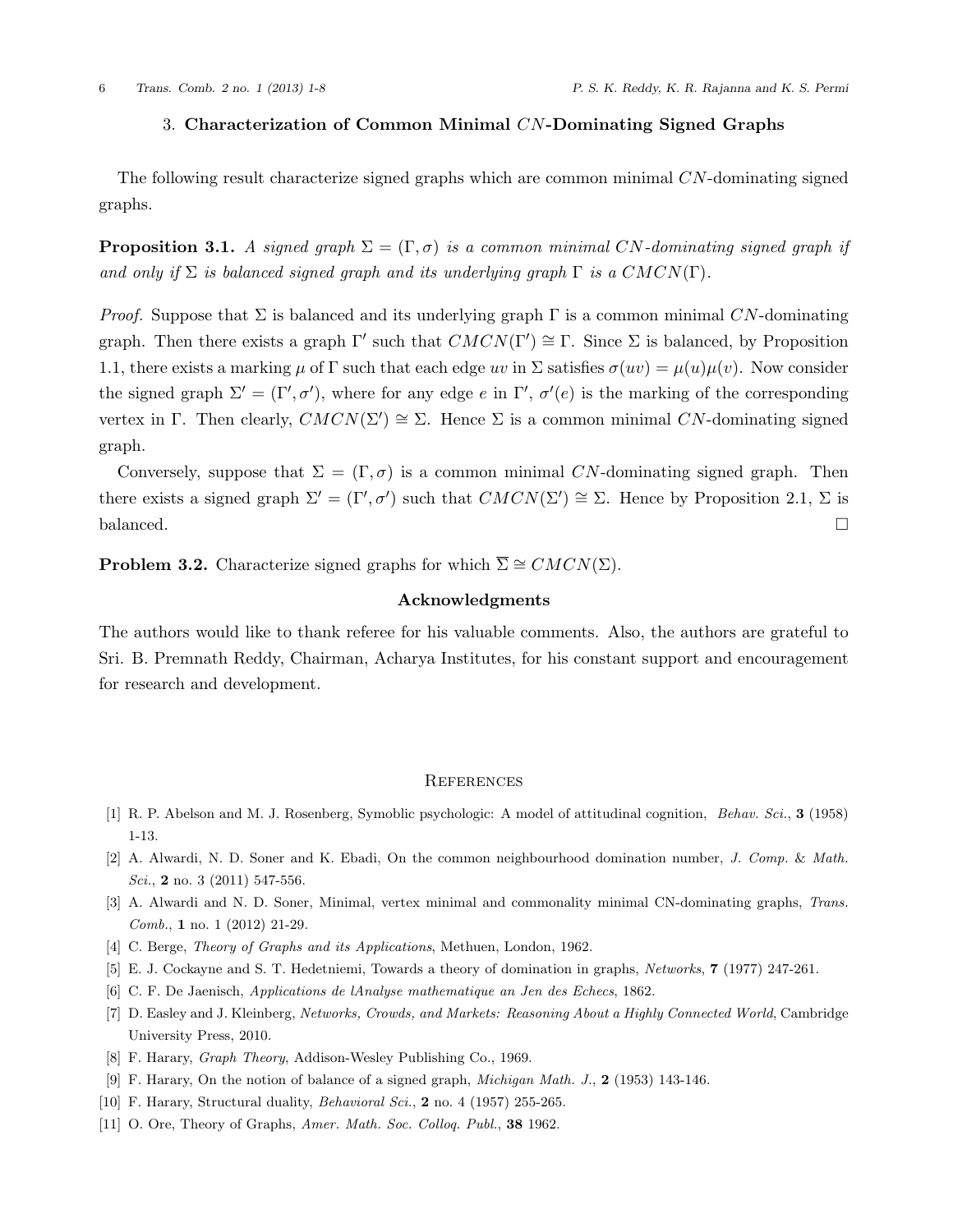## 3. Characterization of Common Minimal $CN$-Dominating Signed Graphs

The following result characterize signed graphs which are common minimal $CN$-dominating signed graphs.

**Proposition 3.1.** *A signed graph $\Sigma = (\Gamma, \sigma)$ is a common minimal $CN$-dominating signed graph if and only if $\Sigma$ is balanced signed graph and its underlying graph $\Gamma$ is a $CMCN(\Gamma)$.*

*Proof.* Suppose that $\Sigma$ is balanced and its underlying graph $\Gamma$ is a common minimal $CN$-dominating graph. Then there exists a graph $\Gamma'$ such that $CMCN(\Gamma') \cong \Gamma$. Since $\Sigma$ is balanced, by Proposition 1.1, there exists a marking $\mu$ of $\Gamma$ such that each edge $uv$ in $\Sigma$ satisfies $\sigma(uv) = \mu(u)\mu(v)$. Now consider the signed graph $\Sigma' = (\Gamma', \sigma')$, where for any edge $e$ in $\Gamma'$, $\sigma'(e)$ is the marking of the corresponding vertex in $\Gamma$. Then clearly, $CMCN(\Sigma') \cong \Sigma$. Hence $\Sigma$ is a common minimal $CN$-dominating signed graph.

Conversely, suppose that $\Sigma = (\Gamma, \sigma)$ is a common minimal $CN$-dominating signed graph. Then there exists a signed graph $\Sigma' = (\Gamma', \sigma')$ such that $CMCN(\Sigma') \cong \Sigma$. Hence by Proposition 2.1, $\Sigma$ is balanced. □

**Problem 3.2.** Characterize signed graphs for which $\overline{\Sigma} \cong CMCN(\Sigma)$.

## Acknowledgments

The authors would like to thank referee for his valuable comments. Also, the authors are grateful to Sri. B. Premnath Reddy, Chairman, Acharya Institutes, for his constant support and encouragement for research and development.

## References

[1] R. P. Abelson and M. J. Rosenberg, Symoblic psychologic: A model of attitudinal cognition, *Behav. Sci.*, **3** (1958) 1-13.

[2] A. Alwardi, N. D. Soner and K. Ebadi, On the common neighbourhood domination number, *J. Comp. & Math. Sci.*, **2** no. 3 (2011) 547-556.

[3] A. Alwardi and N. D. Soner, Minimal, vertex minimal and commonality minimal CN-dominating graphs, *Trans. Comb.*, **1** no. 1 (2012) 21-29.

[4] C. Berge, *Theory of Graphs and its Applications*, Methuen, London, 1962.

[5] E. J. Cockayne and S. T. Hedetniemi, Towards a theory of domination in graphs, *Networks*, **7** (1977) 247-261.

[6] C. F. De Jaenisch, *Applications de lAnalyse mathematique an Jen des Echecs*, 1862.

[7] D. Easley and J. Kleinberg, *Networks, Crowds, and Markets: Reasoning About a Highly Connected World*, Cambridge University Press, 2010.

[8] F. Harary, *Graph Theory*, Addison-Wesley Publishing Co., 1969.

[9] F. Harary, On the notion of balance of a signed graph, *Michigan Math. J.*, **2** (1953) 143-146.

[10] F. Harary, Structural duality, *Behavioral Sci.*, **2** no. 4 (1957) 255-265.

[11] O. Ore, Theory of Graphs, *Amer. Math. Soc. Colloq. Publ.*, **38** 1962.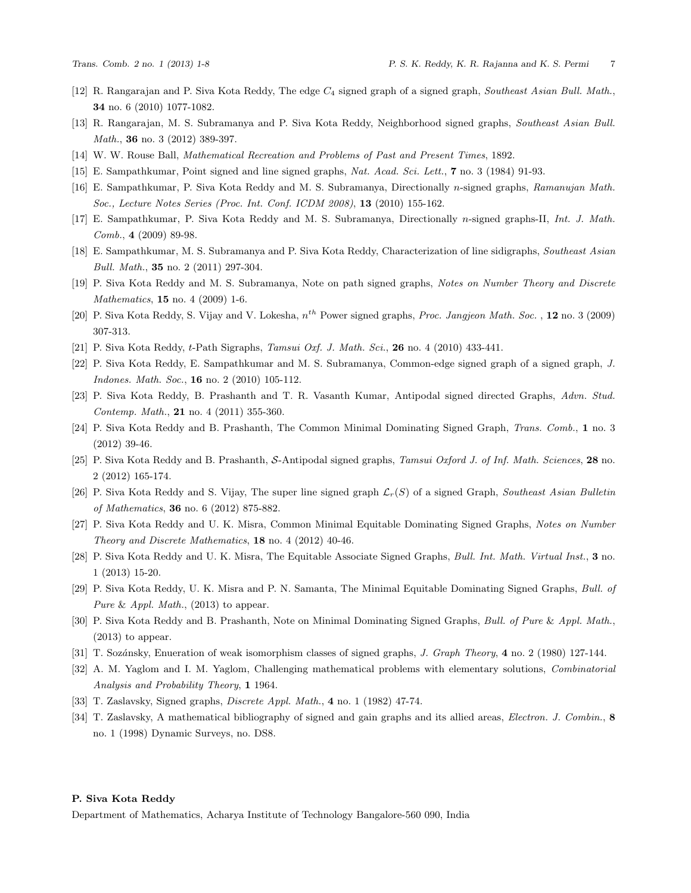[12] R. Rangarajan and P. Siva Kota Reddy, The edge $C_4$ signed graph of a signed graph, *Southeast Asian Bull. Math.*, **34** no. 6 (2010) 1077-1082.

[13] R. Rangarajan, M. S. Subramanya and P. Siva Kota Reddy, Neighborhood signed graphs, *Southeast Asian Bull. Math.*, **36** no. 3 (2012) 389-397.

[14] W. W. Rouse Ball, *Mathematical Recreation and Problems of Past and Present Times*, 1892.

[15] E. Sampathkumar, Point signed and line signed graphs, *Nat. Acad. Sci. Lett.*, **7** no. 3 (1984) 91-93.

[16] E. Sampathkumar, P. Siva Kota Reddy and M. S. Subramanya, Directionally $n$-signed graphs, *Ramanujan Math. Soc., Lecture Notes Series (Proc. Int. Conf. ICDM 2008)*, **13** (2010) 155-162.

[17] E. Sampathkumar, P. Siva Kota Reddy and M. S. Subramanya, Directionally $n$-signed graphs-II, *Int. J. Math. Comb.*, **4** (2009) 89-98.

[18] E. Sampathkumar, M. S. Subramanya and P. Siva Kota Reddy, Characterization of line sidigraphs, *Southeast Asian Bull. Math.*, **35** no. 2 (2011) 297-304.

[19] P. Siva Kota Reddy and M. S. Subramanya, Note on path signed graphs, *Notes on Number Theory and Discrete Mathematics*, **15** no. 4 (2009) 1-6.

[20] P. Siva Kota Reddy, S. Vijay and V. Lokesha, $n^{th}$ Power signed graphs, *Proc. Jangjeon Math. Soc.* , **12** no. 3 (2009) 307-313.

[21] P. Siva Kota Reddy, $t$-Path Sigraphs, *Tamsui Oxf. J. Math. Sci.*, **26** no. 4 (2010) 433-441.

[22] P. Siva Kota Reddy, E. Sampathkumar and M. S. Subramanya, Common-edge signed graph of a signed graph, *J. Indones. Math. Soc.*, **16** no. 2 (2010) 105-112.

[23] P. Siva Kota Reddy, B. Prashanth and T. R. Vasanth Kumar, Antipodal signed directed Graphs, *Advn. Stud. Contemp. Math.*, **21** no. 4 (2011) 355-360.

[24] P. Siva Kota Reddy and B. Prashanth, The Common Minimal Dominating Signed Graph, *Trans. Comb.*, **1** no. 3 (2012) 39-46.

[25] P. Siva Kota Reddy and B. Prashanth, $\mathcal{S}$-Antipodal signed graphs, *Tamsui Oxford J. of Inf. Math. Sciences*, **28** no. 2 (2012) 165-174.

[26] P. Siva Kota Reddy and S. Vijay, The super line signed graph $\mathcal{L}_r(S)$ of a signed Graph, *Southeast Asian Bulletin of Mathematics*, **36** no. 6 (2012) 875-882.

[27] P. Siva Kota Reddy and U. K. Misra, Common Minimal Equitable Dominating Signed Graphs, *Notes on Number Theory and Discrete Mathematics*, **18** no. 4 (2012) 40-46.

[28] P. Siva Kota Reddy and U. K. Misra, The Equitable Associate Signed Graphs, *Bull. Int. Math. Virtual Inst.*, **3** no. 1 (2013) 15-20.

[29] P. Siva Kota Reddy, U. K. Misra and P. N. Samanta, The Minimal Equitable Dominating Signed Graphs, *Bull. of Pure & Appl. Math.*, (2013) to appear.

[30] P. Siva Kota Reddy and B. Prashanth, Note on Minimal Dominating Signed Graphs, *Bull. of Pure & Appl. Math.*, (2013) to appear.

[31] T. Sozánsky, Enueration of weak isomorphism classes of signed graphs, *J. Graph Theory*, **4** no. 2 (1980) 127-144.

[32] A. M. Yaglom and I. M. Yaglom, Challenging mathematical problems with elementary solutions, *Combinatorial Analysis and Probability Theory*, **1** 1964.

[33] T. Zaslavsky, Signed graphs, *Discrete Appl. Math.*, **4** no. 1 (1982) 47-74.

[34] T. Zaslavsky, A mathematical bibliography of signed and gain graphs and its allied areas, *Electron. J. Combin.*, **8** no. 1 (1998) Dynamic Surveys, no. DS8.

**P. Siva Kota Reddy**

Department of Mathematics, Acharya Institute of Technology Bangalore-560 090, India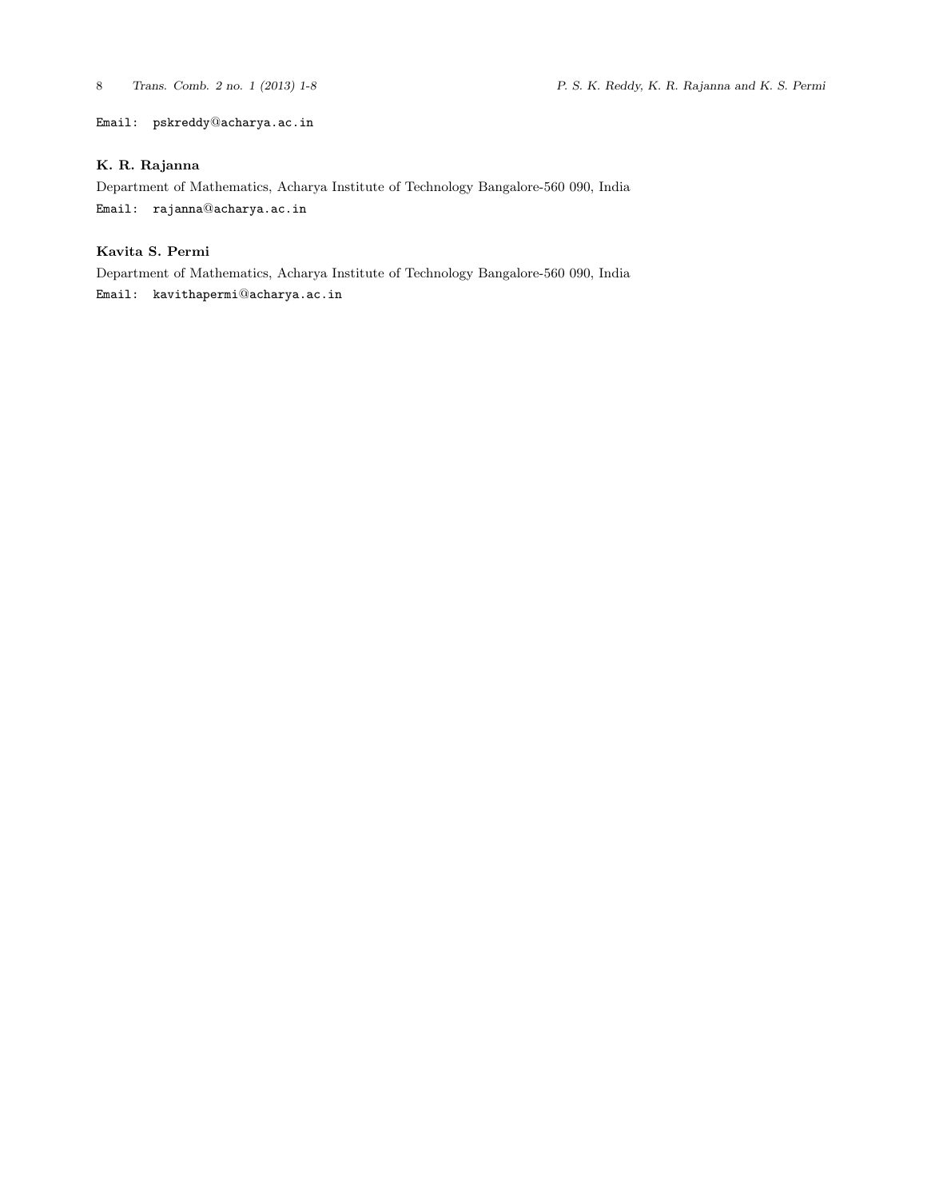Email: pskreddy@acharya.ac.in

**K. R. Rajanna**

Department of Mathematics, Acharya Institute of Technology Bangalore-560 090, India

Email: rajanna@acharya.ac.in

**Kavita S. Permi**

Department of Mathematics, Acharya Institute of Technology Bangalore-560 090, India

Email: kavithapermi@acharya.ac.in